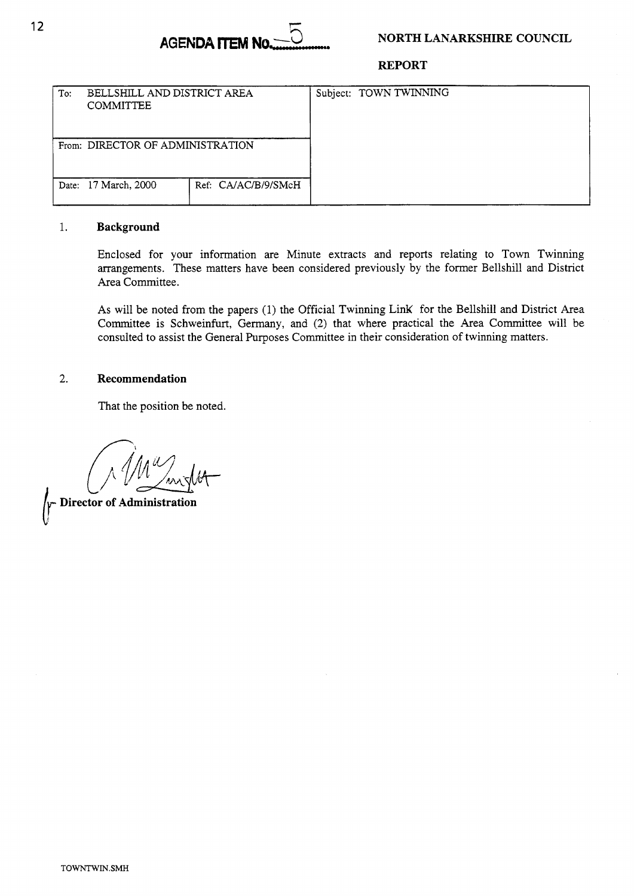**AGENDA ITEM No. 5**

**NORTH LANARKSHIRE COUNCIL**

**REPORT**

| To: BELLSHILL AND DISTRICT AREA COMMITTEE | | Subject: TOWN TWINNING |
|---|---|---|
| From: DIRECTOR OF ADMINISTRATION | | |
| Date: 17 March, 2000 | Ref: CA/AC/B/9/SMcH | |

## 1. Background

Enclosed for your information are Minute extracts and reports relating to Town Twinning arrangements. These matters have been considered previously by the former Bellshill and District Area Committee.

As will be noted from the papers (1) the Official Twinning Link for the Bellshill and District Area Committee is Schweinfurt, Germany, and (2) that where practical the Area Committee will be consulted to assist the General Purposes Committee in their consideration of twinning matters.

## 2. Recommendation

That the position be noted.

**Director of Administration**

TOWNTWIN.SMH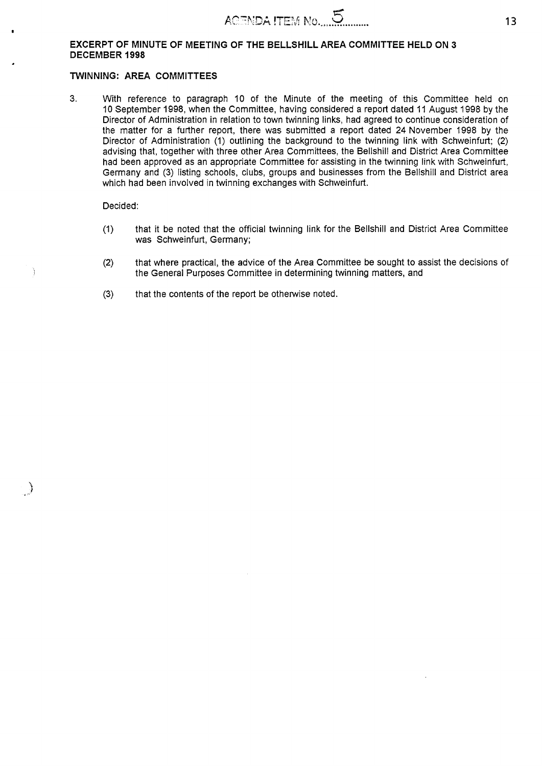AGENDA ITEM No. 5

**EXCERPT OF MINUTE OF MEETING OF THE BELLSHILL AREA COMMITTEE HELD ON 3 DECEMBER 1998**

**TWINNING: AREA COMMITTEES**

3. With reference to paragraph 10 of the Minute of the meeting of this Committee held on 10 September 1998, when the Committee, having considered a report dated 11 August 1998 by the Director of Administration in relation to town twinning links, had agreed to continue consideration of the matter for a further report, there was submitted a report dated 24 November 1998 by the Director of Administration (1) outlining the background to the twinning link with Schweinfurt; (2) advising that, together with three other Area Committees, the Bellshill and District Area Committee had been approved as an appropriate Committee for assisting in the twinning link with Schweinfurt, Germany and (3) listing schools, clubs, groups and businesses from the Bellshill and District area which had been involved in twinning exchanges with Schweinfurt.

Decided:

(1) that it be noted that the official twinning link for the Bellshill and District Area Committee was Schweinfurt, Germany;

(2) that where practical, the advice of the Area Committee be sought to assist the decisions of the General Purposes Committee in determining twinning matters, and

(3) that the contents of the report be otherwise noted.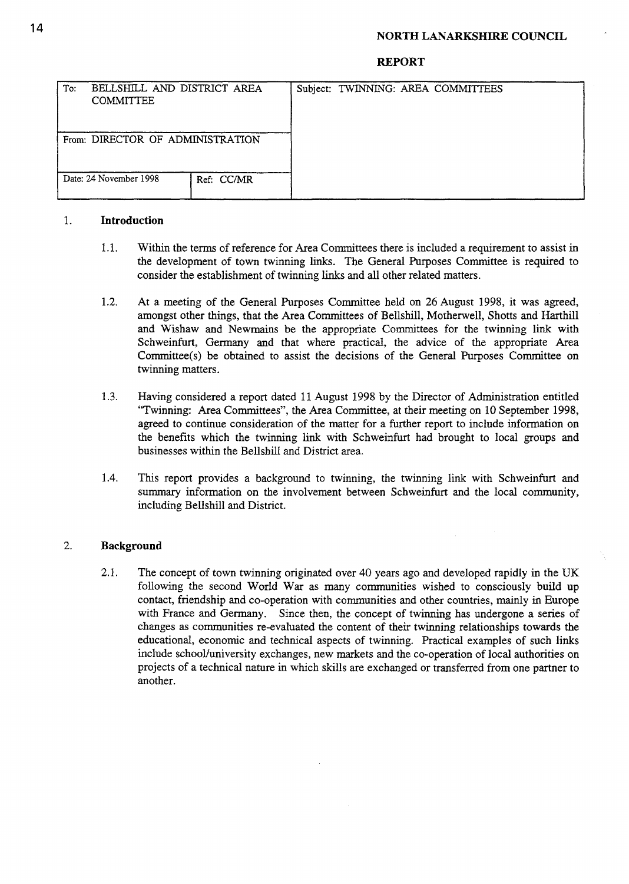NORTH LANARKSHIRE COUNCIL

REPORT

| To: BELLSHILL AND DISTRICT AREA COMMITTEE | | Subject: TWINNING: AREA COMMITTEES |
|---|---|---|
| From: DIRECTOR OF ADMINISTRATION | | |
| Date: 24 November 1998 | Ref: CC/MR | |

1. **Introduction**

   1.1. Within the terms of reference for Area Committees there is included a requirement to assist in the development of town twinning links. The General Purposes Committee is required to consider the establishment of twinning links and all other related matters.

   1.2. At a meeting of the General Purposes Committee held on 26 August 1998, it was agreed, amongst other things, that the Area Committees of Bellshill, Motherwell, Shotts and Harthill and Wishaw and Newmains be the appropriate Committees for the twinning link with Schweinfurt, Germany and that where practical, the advice of the appropriate Area Committee(s) be obtained to assist the decisions of the General Purposes Committee on twinning matters.

   1.3. Having considered a report dated 11 August 1998 by the Director of Administration entitled "Twinning: Area Committees", the Area Committee, at their meeting on 10 September 1998, agreed to continue consideration of the matter for a further report to include information on the benefits which the twinning link with Schweinfurt had brought to local groups and businesses within the Bellshill and District area.

   1.4. This report provides a background to twinning, the twinning link with Schweinfurt and summary information on the involvement between Schweinfurt and the local community, including Bellshill and District.

2. **Background**

   2.1. The concept of town twinning originated over 40 years ago and developed rapidly in the UK following the second World War as many communities wished to consciously build up contact, friendship and co-operation with communities and other countries, mainly in Europe with France and Germany. Since then, the concept of twinning has undergone a series of changes as communities re-evaluated the content of their twinning relationships towards the educational, economic and technical aspects of twinning. Practical examples of such links include school/university exchanges, new markets and the co-operation of local authorities on projects of a technical nature in which skills are exchanged or transferred from one partner to another.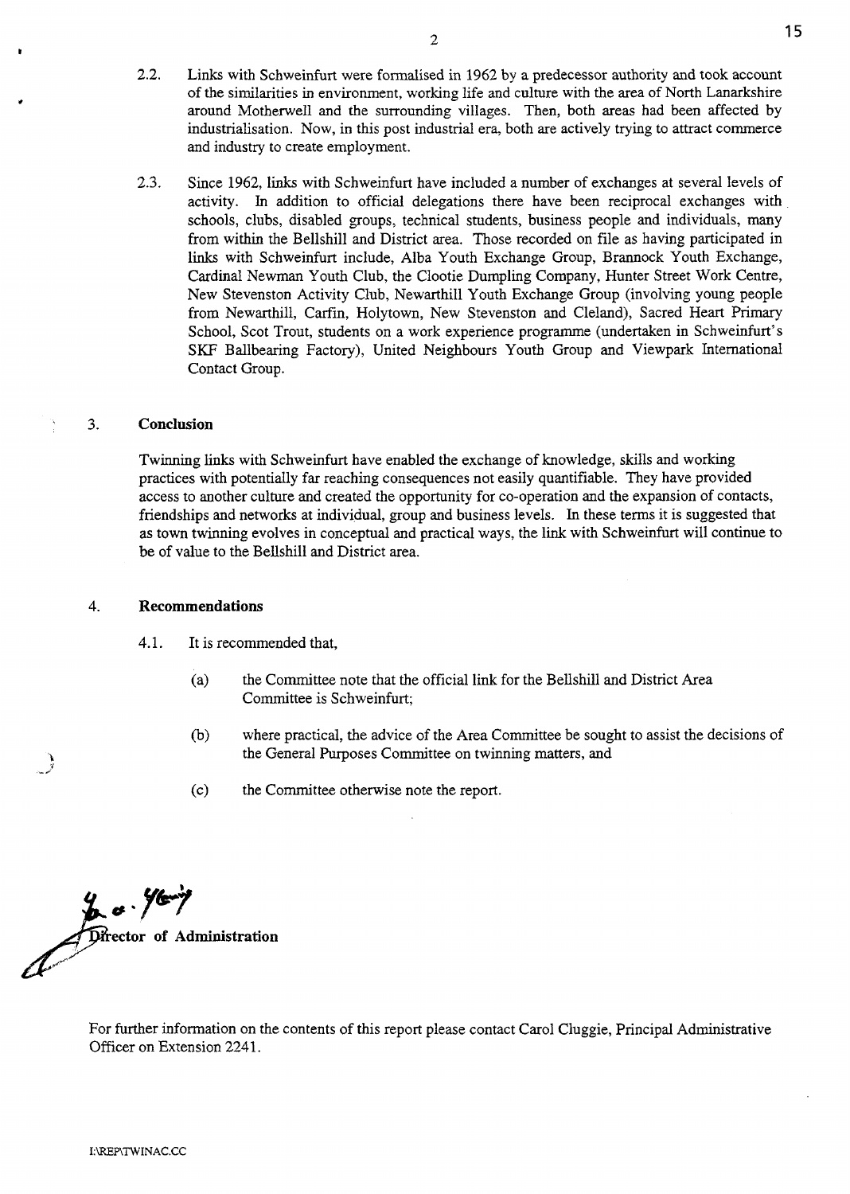2.2. Links with Schweinfurt were formalised in 1962 by a predecessor authority and took account of the similarities in environment, working life and culture with the area of North Lanarkshire around Motherwell and the surrounding villages. Then, both areas had been affected by industrialisation. Now, in this post industrial era, both are actively trying to attract commerce and industry to create employment.

2.3. Since 1962, links with Schweinfurt have included a number of exchanges at several levels of activity. In addition to official delegations there have been reciprocal exchanges with schools, clubs, disabled groups, technical students, business people and individuals, many from within the Bellshill and District area. Those recorded on file as having participated in links with Schweinfurt include, Alba Youth Exchange Group, Brannock Youth Exchange, Cardinal Newman Youth Club, the Clootie Dumpling Company, Hunter Street Work Centre, New Stevenston Activity Club, Newarthill Youth Exchange Group (involving young people from Newarthill, Carfin, Holytown, New Stevenston and Cleland), Sacred Heart Primary School, Scot Trout, students on a work experience programme (undertaken in Schweinfurt's SKF Ballbearing Factory), United Neighbours Youth Group and Viewpark International Contact Group.

## 3. Conclusion

Twinning links with Schweinfurt have enabled the exchange of knowledge, skills and working practices with potentially far reaching consequences not easily quantifiable. They have provided access to another culture and created the opportunity for co-operation and the expansion of contacts, friendships and networks at individual, group and business levels. In these terms it is suggested that as town twinning evolves in conceptual and practical ways, the link with Schweinfurt will continue to be of value to the Bellshill and District area.

## 4. Recommendations

4.1. It is recommended that,

(a) the Committee note that the official link for the Bellshill and District Area Committee is Schweinfurt;

(b) where practical, the advice of the Area Committee be sought to assist the decisions of the General Purposes Committee on twinning matters, and

(c) the Committee otherwise note the report.

**Director of Administration**

For further information on the contents of this report please contact Carol Cluggie, Principal Administrative Officer on Extension 2241.

I:\REP\TWINAC.CC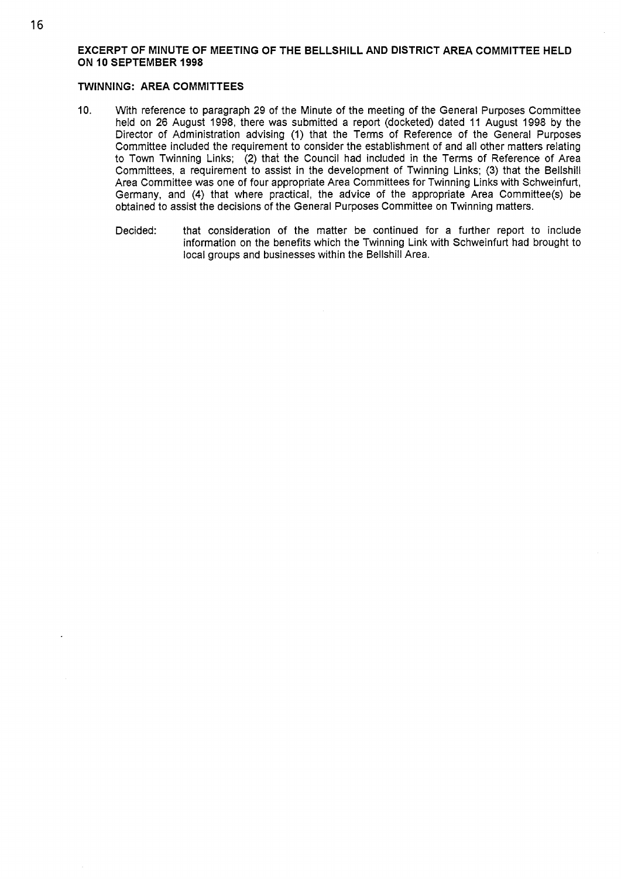**EXCERPT OF MINUTE OF MEETING OF THE BELLSHILL AND DISTRICT AREA COMMITTEE HELD ON 10 SEPTEMBER 1998**

**TWINNING: AREA COMMITTEES**

10. With reference to paragraph 29 of the Minute of the meeting of the General Purposes Committee held on 26 August 1998, there was submitted a report (docketed) dated 11 August 1998 by the Director of Administration advising (1) that the Terms of Reference of the General Purposes Committee included the requirement to consider the establishment of and all other matters relating to Town Twinning Links; (2) that the Council had included in the Terms of Reference of Area Committees, a requirement to assist in the development of Twinning Links; (3) that the Bellshill Area Committee was one of four appropriate Area Committees for Twinning Links with Schweinfurt, Germany, and (4) that where practical, the advice of the appropriate Area Committee(s) be obtained to assist the decisions of the General Purposes Committee on Twinning matters.

    Decided: that consideration of the matter be continued for a further report to include information on the benefits which the Twinning Link with Schweinfurt had brought to local groups and businesses within the Bellshill Area.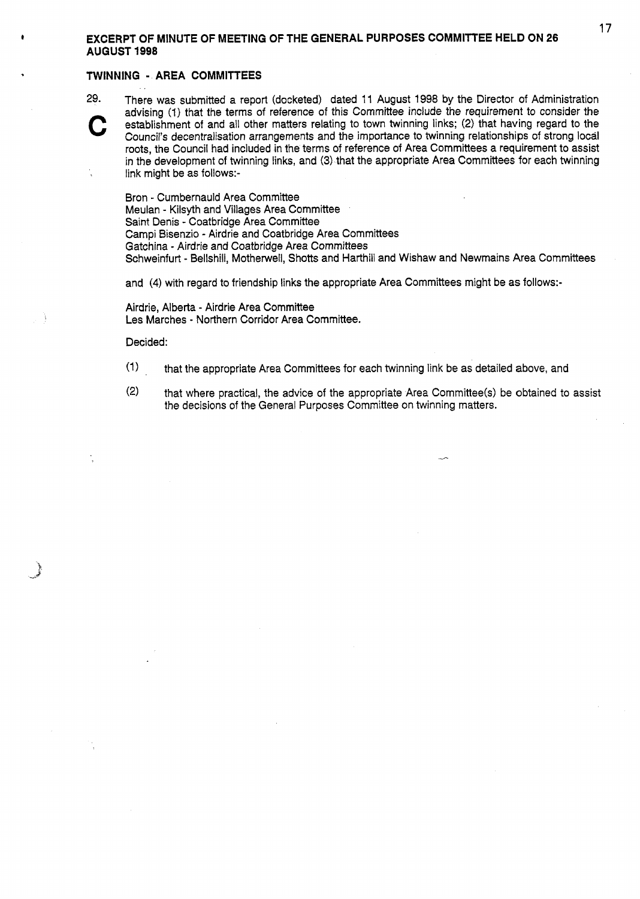**EXCERPT OF MINUTE OF MEETING OF THE GENERAL PURPOSES COMMITTEE HELD ON 26 AUGUST 1998**

**TWINNING - AREA COMMITTEES**

29. There was submitted a report (docketed) dated 11 August 1998 by the Director of Administration advising (1) that the terms of reference of this Committee include the requirement to consider the establishment of and all other matters relating to town twinning links; (2) that having regard to the Council's decentralisation arrangements and the importance to twinning relationships of strong local roots, the Council had included in the terms of reference of Area Committees a requirement to assist in the development of twinning links, and (3) that the appropriate Area Committees for each twinning link might be as follows:-

C

Bron - Cumbernauld Area Committee
Meulan - Kilsyth and Villages Area Committee
Saint Denis - Coatbridge Area Committee
Campi Bisenzio - Airdrie and Coatbridge Area Committees
Gatchina - Airdrie and Coatbridge Area Committees
Schweinfurt - Bellshill, Motherwell, Shotts and Harthill and Wishaw and Newmains Area Committees

and (4) with regard to friendship links the appropriate Area Committees might be as follows:-

Airdrie, Alberta - Airdrie Area Committee
Les Marches - Northern Corridor Area Committee.

Decided:

(1) that the appropriate Area Committees for each twinning link be as detailed above, and

(2) that where practical, the advice of the appropriate Area Committee(s) be obtained to assist the decisions of the General Purposes Committee on twinning matters.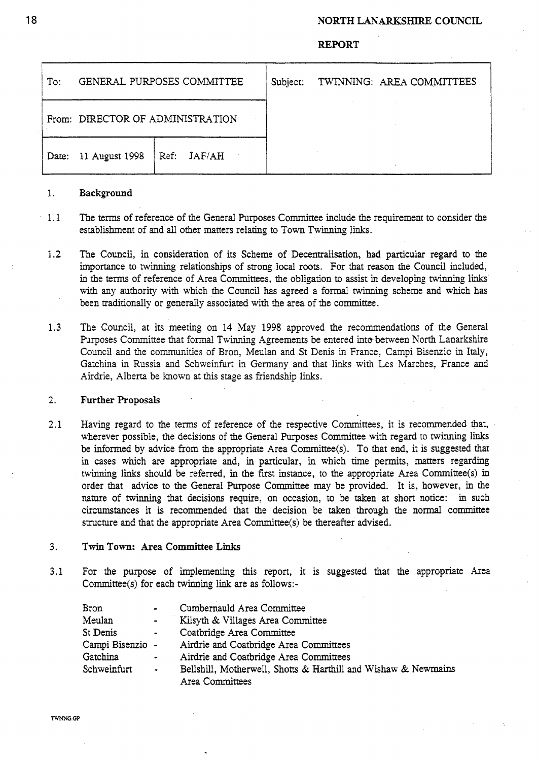**NORTH LANARKSHIRE COUNCIL**

**REPORT**

| To: GENERAL PURPOSES COMMITTEE | | Subject: TWINNING: AREA COMMITTEES |
|---|---|---|
| From: DIRECTOR OF ADMINISTRATION | | |
| Date: 11 August 1998 | Ref: JAF/AH | |

1. **Background**

1.1 The terms of reference of the General Purposes Committee include the requirement to consider the establishment of and all other matters relating to Town Twinning links.

1.2 The Council, in consideration of its Scheme of Decentralisation, had particular regard to the importance to twinning relationships of strong local roots. For that reason the Council included, in the terms of reference of Area Committees, the obligation to assist in developing twinning links with any authority with which the Council has agreed a formal twinning scheme and which has been traditionally or generally associated with the area of the committee.

1.3 The Council, at its meeting on 14 May 1998 approved the recommendations of the General Purposes Committee that formal Twinning Agreements be entered into between North Lanarkshire Council and the communities of Bron, Meulan and St Denis in France, Campi Bisenzio in Italy, Gatchina in Russia and Schweinfurt in Germany and that links with Les Marches, France and Airdrie, Alberta be known at this stage as friendship links.

2. **Further Proposals**

2.1 Having regard to the terms of reference of the respective Committees, it is recommended that, wherever possible, the decisions of the General Purposes Committee with regard to twinning links be informed by advice from the appropriate Area Committee(s). To that end, it is suggested that in cases which are appropriate and, in particular, in which time permits, matters regarding twinning links should be referred, in the first instance, to the appropriate Area Committee(s) in order that advice to the General Purpose Committee may be provided. It is, however, in the nature of twinning that decisions require, on occasion, to be taken at short notice: in such circumstances it is recommended that the decision be taken through the normal committee structure and that the appropriate Area Committee(s) be thereafter advised.

3. **Twin Town: Area Committee Links**

3.1 For the purpose of implementing this report, it is suggested that the appropriate Area Committee(s) for each twinning link are as follows:-

| | | |
|---|---|---|
| Bron | - | Cumbernauld Area Committee |
| Meulan | - | Kilsyth & Villages Area Committee |
| St Denis | - | Coatbridge Area Committee |
| Campi Bisenzio | - | Airdrie and Coatbridge Area Committees |
| Gatchina | - | Airdrie and Coatbridge Area Committees |
| Schweinfurt | - | Bellshill, Motherwell, Shotts & Harthill and Wishaw & Newmains Area Committees |

TWNNG.GP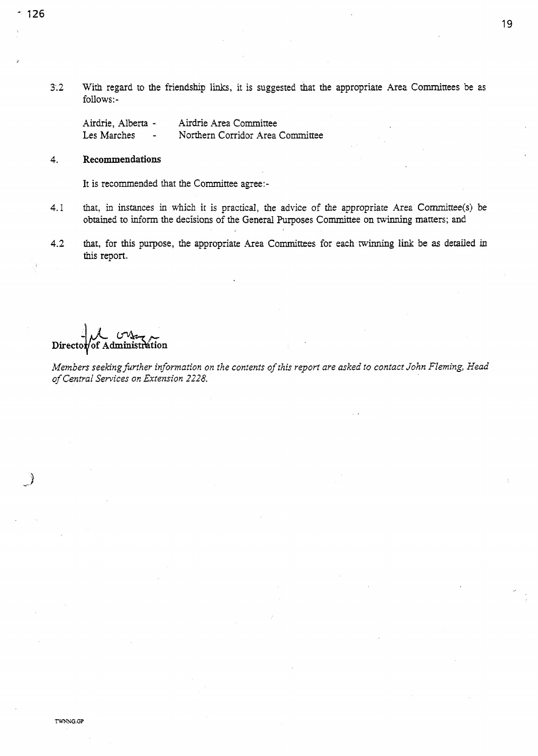3.2 With regard to the friendship links, it is suggested that the appropriate Area Committees be as follows:-

| | |
|---|---|
| Airdrie, Alberta - | Airdrie Area Committee |
| Les Marches - | Northern Corridor Area Committee |

4. **Recommendations**

It is recommended that the Committee agree:-

4.1 that, in instances in which it is practical, the advice of the appropriate Area Committee(s) be obtained to inform the decisions of the General Purposes Committee on twinning matters; and

4.2 that, for this purpose, the appropriate Area Committees for each twinning link be as detailed in this report.

**Director of Administration**

*Members seeking further information on the contents of this report are asked to contact John Fleming, Head of Central Services on Extension 2228.*

TWNNG.GP